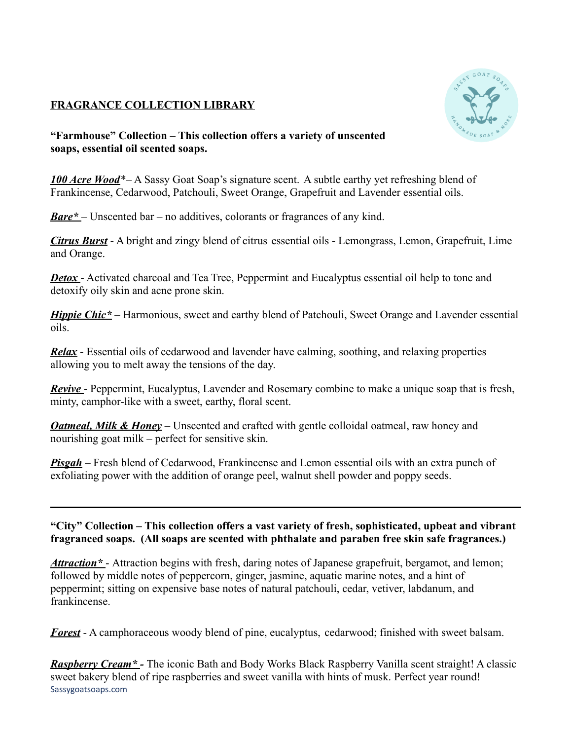# FRAGRANCE COLLECTION LIBRARY

## "Farmhouse" Collection – This collection offers a variety of unscented soaps, essential oil scented soaps.

***100 Acre Wood****– A Sassy Goat Soap's signature scent. A subtle earthy yet refreshing blend of Frankincense, Cedarwood, Patchouli, Sweet Orange, Grapefruit and Lavender essential oils.

***Bare**** – Unscented bar – no additives, colorants or fragrances of any kind.

***Citrus Burst*** - A bright and zingy blend of citrus essential oils - Lemongrass, Lemon, Grapefruit, Lime and Orange.

***Detox*** - Activated charcoal and Tea Tree, Peppermint and Eucalyptus essential oil help to tone and detoxify oily skin and acne prone skin.

***Hippie Chic**** – Harmonious, sweet and earthy blend of Patchouli, Sweet Orange and Lavender essential oils.

***Relax*** - Essential oils of cedarwood and lavender have calming, soothing, and relaxing properties allowing you to melt away the tensions of the day.

***Revive*** - Peppermint, Eucalyptus, Lavender and Rosemary combine to make a unique soap that is fresh, minty, camphor-like with a sweet, earthy, floral scent.

***Oatmeal, Milk & Honey*** – Unscented and crafted with gentle colloidal oatmeal, raw honey and nourishing goat milk – perfect for sensitive skin.

***Pisgah*** – Fresh blend of Cedarwood, Frankincense and Lemon essential oils with an extra punch of exfoliating power with the addition of orange peel, walnut shell powder and poppy seeds.

---

## "City" Collection – This collection offers a vast variety of fresh, sophisticated, upbeat and vibrant fragranced soaps. (All soaps are scented with phthalate and paraben free skin safe fragrances.)

***Attraction**** - Attraction begins with fresh, daring notes of Japanese grapefruit, bergamot, and lemon; followed by middle notes of peppercorn, ginger, jasmine, aquatic marine notes, and a hint of peppermint; sitting on expensive base notes of natural patchouli, cedar, vetiver, labdanum, and frankincense.

***Forest*** - A camphoraceous woody blend of pine, eucalyptus, cedarwood; finished with sweet balsam.

***Raspberry Cream**** **-** The iconic Bath and Body Works Black Raspberry Vanilla scent straight! A classic sweet bakery blend of ripe raspberries and sweet vanilla with hints of musk. Perfect year round!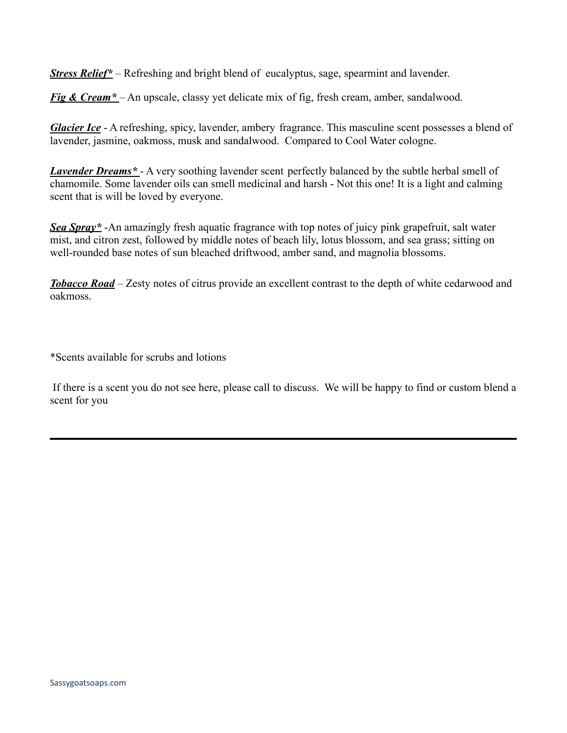***Stress Relief**** – Refreshing and bright blend of eucalyptus, sage, spearmint and lavender.

***Fig & Cream**** – An upscale, classy yet delicate mix of fig, fresh cream, amber, sandalwood.

***Glacier Ice*** - A refreshing, spicy, lavender, ambery fragrance. This masculine scent possesses a blend of lavender, jasmine, oakmoss, musk and sandalwood. Compared to Cool Water cologne.

***Lavender Dreams**** - A very soothing lavender scent perfectly balanced by the subtle herbal smell of chamomile. Some lavender oils can smell medicinal and harsh - Not this one! It is a light and calming scent that is will be loved by everyone.

***Sea Spray**** -An amazingly fresh aquatic fragrance with top notes of juicy pink grapefruit, salt water mist, and citron zest, followed by middle notes of beach lily, lotus blossom, and sea grass; sitting on well-rounded base notes of sun bleached driftwood, amber sand, and magnolia blossoms.

***Tobacco Road*** – Zesty notes of citrus provide an excellent contrast to the depth of white cedarwood and oakmoss.

*Scents available for scrubs and lotions

If there is a scent you do not see here, please call to discuss. We will be happy to find or custom blend a scent for you

---